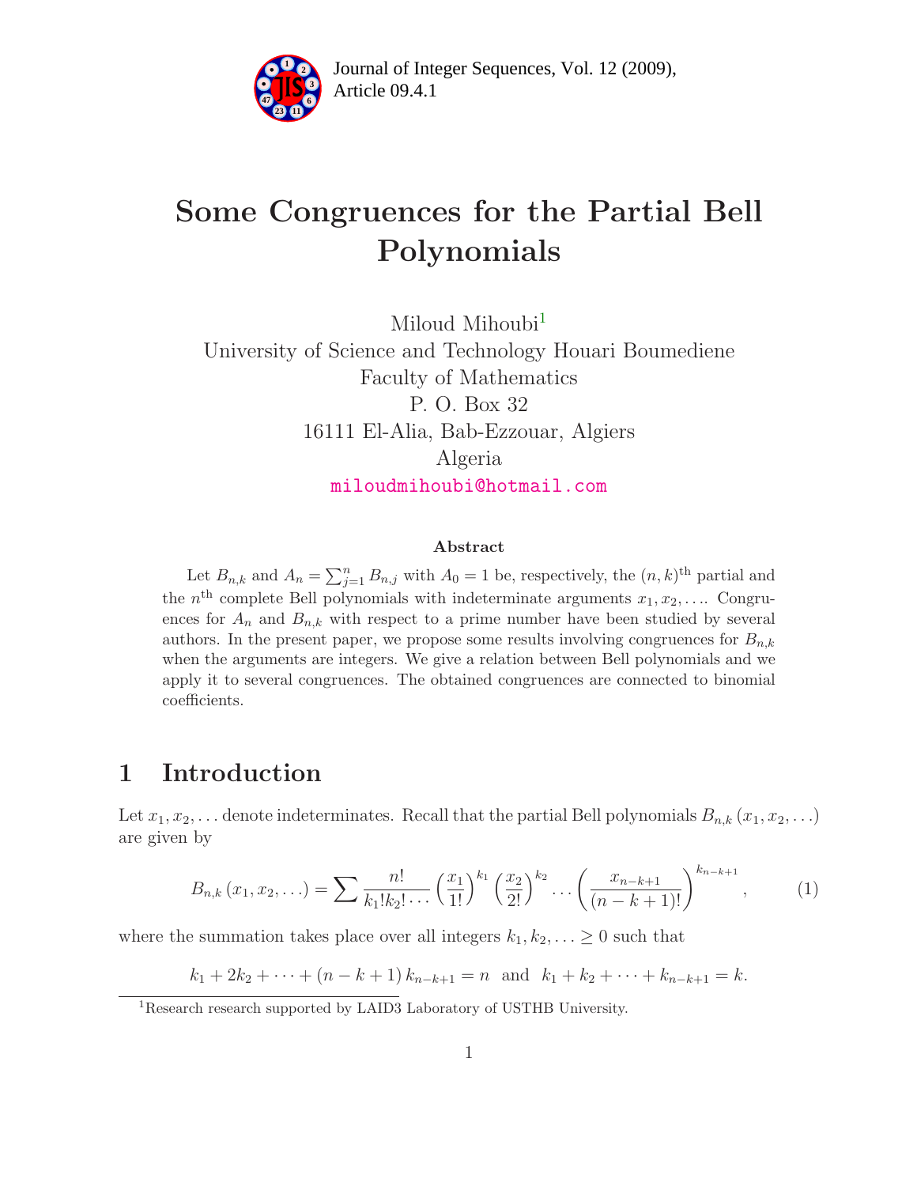# Some Congruences for the Partial Bell Polynomials

Miloud Mihoubi[1]
University of Science and Technology Houari Boumediene
Faculty of Mathematics
P. O. Box 32
16111 El-Alia, Bab-Ezzouar, Algiers
Algeria
miloudmihoubi@hotmail.com

### Abstract

Let $B_{n,k}$ and $A_n = \sum_{j=1}^{n} B_{n,j}$ with $A_0 = 1$ be, respectively, the $(n,k)^{\text{th}}$ partial and the $n^{\text{th}}$ complete Bell polynomials with indeterminate arguments $x_1, x_2, \ldots$. Congruences for $A_n$ and $B_{n,k}$ with respect to a prime number have been studied by several authors. In the present paper, we propose some results involving congruences for $B_{n,k}$ when the arguments are integers. We give a relation between Bell polynomials and we apply it to several congruences. The obtained congruences are connected to binomial coefficients.

## 1 Introduction

Let $x_1, x_2, \ldots$ denote indeterminates. Recall that the partial Bell polynomials $B_{n,k}(x_1, x_2, \ldots)$ are given by

$$B_{n,k}(x_1, x_2, \ldots) = \sum \frac{n!}{k_1! k_2! \cdots} \left(\frac{x_1}{1!}\right)^{k_1} \left(\frac{x_2}{2!}\right)^{k_2} \cdots \left(\frac{x_{n-k+1}}{(n-k+1)!}\right)^{k_{n-k+1}}, \tag{1}$$

where the summation takes place over all integers $k_1, k_2, \ldots \geq 0$ such that

$$k_1 + 2k_2 + \cdots + (n-k+1)\, k_{n-k+1} = n \ \text{ and } \ k_1 + k_2 + \cdots + k_{n-k+1} = k.$$

[1] Research research supported by LAID3 Laboratory of USTHB University.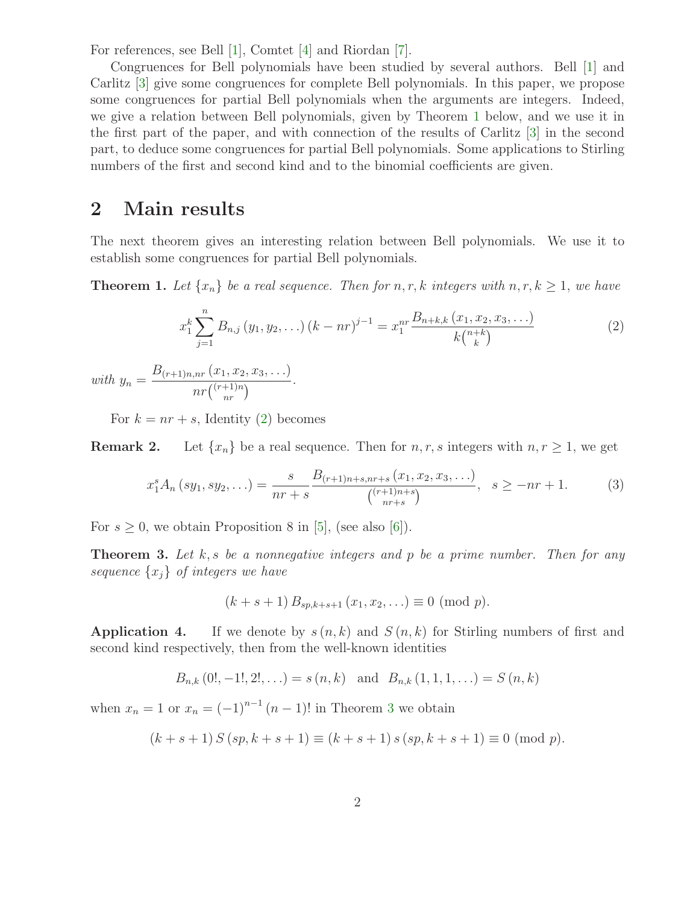For references, see Bell [1], Comtet [4] and Riordan [7].

Congruences for Bell polynomials have been studied by several authors. Bell [1] and Carlitz [3] give some congruences for complete Bell polynomials. In this paper, we propose some congruences for partial Bell polynomials when the arguments are integers. Indeed, we give a relation between Bell polynomials, given by Theorem 1 below, and we use it in the first part of the paper, and with connection of the results of Carlitz [3] in the second part, to deduce some congruences for partial Bell polynomials. Some applications to Stirling numbers of the first and second kind and to the binomial coefficients are given.

## 2 Main results

The next theorem gives an interesting relation between Bell polynomials. We use it to establish some congruences for partial Bell polynomials.

**Theorem 1.** *Let $\{x_n\}$ be a real sequence. Then for $n, r, k$ integers with $n, r, k \geq 1$, we have*

$$x_1^k \sum_{j=1}^{n} B_{n,j}\left(y_1, y_2, \ldots\right)(k - nr)^{j-1} = x_1^{nr} \frac{B_{n+k,k}\left(x_1, x_2, x_3, \ldots\right)}{k\binom{n+k}{k}} \tag{2}$$

*with* $y_n = \dfrac{B_{(r+1)n,nr}\left(x_1, x_2, x_3, \ldots\right)}{nr\binom{(r+1)n}{nr}}$.

For $k = nr + s$, Identity (2) becomes

**Remark 2.** Let $\{x_n\}$ be a real sequence. Then for $n, r, s$ integers with $n, r \geq 1$, we get

$$x_1^s A_n\left(sy_1, sy_2, \ldots\right) = \frac{s}{nr + s} \frac{B_{(r+1)n+s,nr+s}\left(x_1, x_2, x_3, \ldots\right)}{\binom{(r+1)n+s}{nr+s}}, \quad s \geq -nr + 1. \tag{3}$$

For $s \geq 0$, we obtain Proposition 8 in [5], (see also [6]).

**Theorem 3.** *Let $k, s$ be a nonnegative integers and $p$ be a prime number. Then for any sequence $\{x_j\}$ of integers we have*

$$(k + s + 1) B_{sp,k+s+1}\left(x_1, x_2, \ldots\right) \equiv 0 \pmod{p}.$$

**Application 4.** If we denote by $s(n,k)$ and $S(n,k)$ for Stirling numbers of first and second kind respectively, then from the well-known identities

$$B_{n,k}\left(0!, -1!, 2!, \ldots\right) = s(n,k) \quad \text{and} \quad B_{n,k}\left(1, 1, 1, \ldots\right) = S(n,k)$$

when $x_n = 1$ or $x_n = (-1)^{n-1}(n-1)!$ in Theorem 3 we obtain

$$(k + s + 1) S(sp, k + s + 1) \equiv (k + s + 1) s(sp, k + s + 1) \equiv 0 \pmod{p}.$$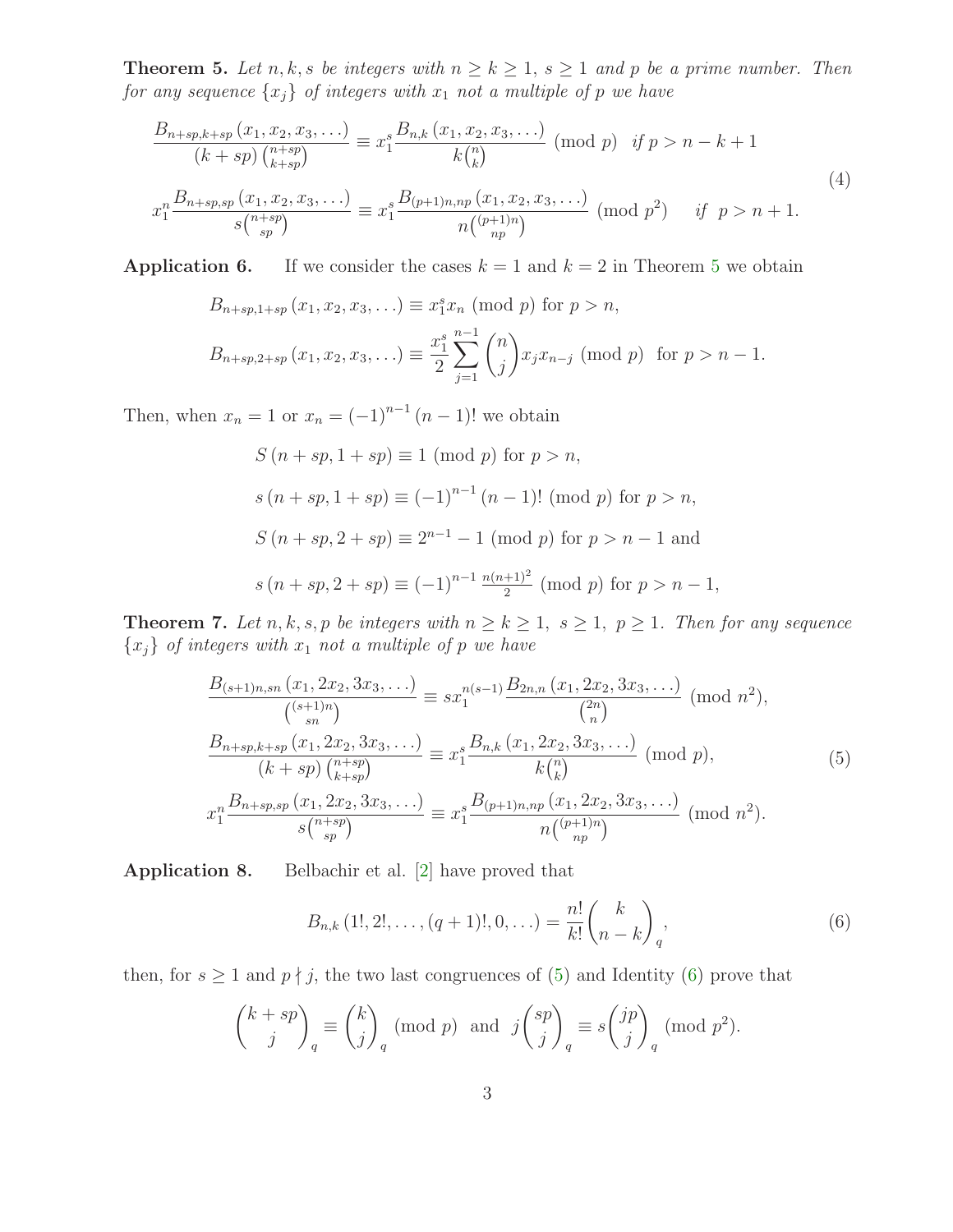**Theorem 5.** *Let $n,k,s$ be integers with $n \geq k \geq 1$, $s \geq 1$ and $p$ be a prime number. Then for any sequence $\{x_j\}$ of integers with $x_1$ not a multiple of $p$ we have*

$$
\begin{aligned}
\frac{B_{n+sp,k+sp}\left(x_1,x_2,x_3,\ldots\right)}{(k+sp)\binom{n+sp}{k+sp}} &\equiv x_1^s \frac{B_{n,k}\left(x_1,x_2,x_3,\ldots\right)}{k\binom{n}{k}} \pmod{p} \quad \text{if } p > n-k+1 \\
x_1^n \frac{B_{n+sp,sp}\left(x_1,x_2,x_3,\ldots\right)}{s\binom{n+sp}{sp}} &\equiv x_1^s \frac{B_{(p+1)n,np}\left(x_1,x_2,x_3,\ldots\right)}{n\binom{(p+1)n}{np}} \pmod{p^2} \quad \text{if } p > n+1.
\end{aligned}
\tag{4}
$$

**Application 6.** If we consider the cases $k=1$ and $k=2$ in Theorem 5 we obtain

$$
\begin{aligned}
B_{n+sp,1+sp}\left(x_1,x_2,x_3,\ldots\right) &\equiv x_1^s x_n \pmod{p} \text{ for } p > n, \\
B_{n+sp,2+sp}\left(x_1,x_2,x_3,\ldots\right) &\equiv \frac{x_1^s}{2}\sum_{j=1}^{n-1}\binom{n}{j} x_j x_{n-j} \pmod{p} \text{ for } p > n-1.
\end{aligned}
$$

Then, when $x_n = 1$ or $x_n = (-1)^{n-1}(n-1)!$ we obtain

$$
\begin{aligned}
&S\left(n+sp,1+sp\right) \equiv 1 \pmod{p} \text{ for } p > n, \\
&s\left(n+sp,1+sp\right) \equiv (-1)^{n-1}(n-1)! \pmod{p} \text{ for } p > n, \\
&S\left(n+sp,2+sp\right) \equiv 2^{n-1}-1 \pmod{p} \text{ for } p > n-1 \text{ and} \\
&s\left(n+sp,2+sp\right) \equiv (-1)^{n-1}\tfrac{n(n+1)^2}{2} \pmod{p} \text{ for } p > n-1,
\end{aligned}
$$

**Theorem 7.** *Let $n,k,s,p$ be integers with $n \geq k \geq 1$, $s \geq 1$, $p \geq 1$. Then for any sequence $\{x_j\}$ of integers with $x_1$ not a multiple of $p$ we have*

$$
\begin{aligned}
\frac{B_{(s+1)n,sn}\left(x_1,2x_2,3x_3,\ldots\right)}{\binom{(s+1)n}{sn}} &\equiv s x_1^{n(s-1)} \frac{B_{2n,n}\left(x_1,2x_2,3x_3,\ldots\right)}{\binom{2n}{n}} \pmod{n^2}, \\
\frac{B_{n+sp,k+sp}\left(x_1,2x_2,3x_3,\ldots\right)}{(k+sp)\binom{n+sp}{k+sp}} &\equiv x_1^s \frac{B_{n,k}\left(x_1,2x_2,3x_3,\ldots\right)}{k\binom{n}{k}} \pmod{p}, \\
x_1^n \frac{B_{n+sp,sp}\left(x_1,2x_2,3x_3,\ldots\right)}{s\binom{n+sp}{sp}} &\equiv x_1^s \frac{B_{(p+1)n,np}\left(x_1,2x_2,3x_3,\ldots\right)}{n\binom{(p+1)n}{np}} \pmod{n^2}.
\end{aligned}
\tag{5}
$$

**Application 8.** Belbachir et al. [2] have proved that

$$
B_{n,k}\left(1!,2!,\ldots,(q+1)!,0,\ldots\right) = \frac{n!}{k!}\binom{k}{n-k}_q, \tag{6}
$$

then, for $s \geq 1$ and $p \nmid j$, the two last congruences of (5) and Identity (6) prove that

$$
\binom{k+sp}{j}_q \equiv \binom{k}{j}_q \pmod{p} \text{ and } j\binom{sp}{j}_q \equiv s\binom{jp}{j}_q \pmod{p^2}.
$$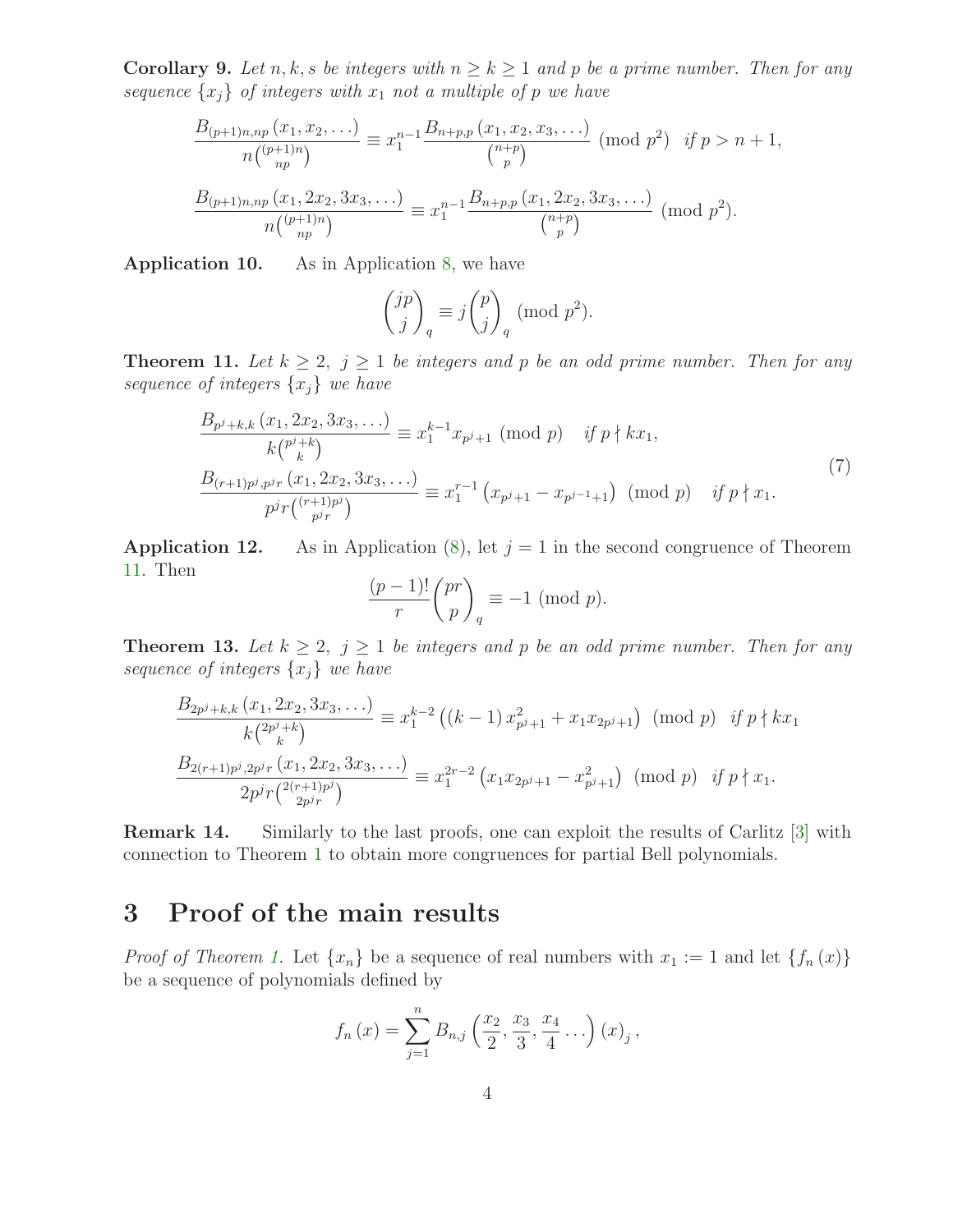**Corollary 9.** *Let $n, k, s$ be integers with $n \geq k \geq 1$ and $p$ be a prime number. Then for any sequence $\{x_j\}$ of integers with $x_1$ not a multiple of $p$ we have*

$$\frac{B_{(p+1)n,np}\left(x_1, x_2, \ldots\right)}{n\binom{(p+1)n}{np}} \equiv x_1^{n-1} \frac{B_{n+p,p}\left(x_1, x_2, x_3, \ldots\right)}{\binom{n+p}{p}} \pmod{p^2} \quad \text{if } p > n+1,$$

$$\frac{B_{(p+1)n,np}\left(x_1, 2x_2, 3x_3, \ldots\right)}{n\binom{(p+1)n}{np}} \equiv x_1^{n-1} \frac{B_{n+p,p}\left(x_1, 2x_2, 3x_3, \ldots\right)}{\binom{n+p}{p}} \pmod{p^2}.$$

**Application 10.** As in Application 8, we have

$$\binom{jp}{j}_q \equiv j \binom{p}{j}_q \pmod{p^2}.$$

**Theorem 11.** *Let $k \geq 2$, $j \geq 1$ be integers and $p$ be an odd prime number. Then for any sequence of integers $\{x_j\}$ we have*

$$\begin{aligned}
\frac{B_{p^j+k,k}\left(x_1, 2x_2, 3x_3, \ldots\right)}{k\binom{p^j+k}{k}} &\equiv x_1^{k-1} x_{p^j+1} \pmod{p} \quad \text{if } p \nmid kx_1, \\
\frac{B_{(r+1)p^j,p^jr}\left(x_1, 2x_2, 3x_3, \ldots\right)}{p^j r\binom{(r+1)p^j}{p^jr}} &\equiv x_1^{r-1}\left(x_{p^j+1} - x_{p^{j-1}+1}\right) \pmod{p} \quad \text{if } p \nmid x_1.
\end{aligned} \tag{7}$$

**Application 12.** As in Application (8), let $j = 1$ in the second congruence of Theorem 11. Then

$$\frac{(p-1)!}{r}\binom{pr}{p}_q \equiv -1 \pmod{p}.$$

**Theorem 13.** *Let $k \geq 2$, $j \geq 1$ be integers and $p$ be an odd prime number. Then for any sequence of integers $\{x_j\}$ we have*

$$\frac{B_{2p^j+k,k}\left(x_1, 2x_2, 3x_3, \ldots\right)}{k\binom{2p^j+k}{k}} \equiv x_1^{k-2}\left((k-1)\, x_{p^j+1}^2 + x_1 x_{2p^j+1}\right) \pmod{p} \quad \text{if } p \nmid kx_1$$

$$\frac{B_{2(r+1)p^j,2p^jr}\left(x_1, 2x_2, 3x_3, \ldots\right)}{2p^j r\binom{2(r+1)p^j}{2p^jr}} \equiv x_1^{2r-2}\left(x_1 x_{2p^j+1} - x_{p^j+1}^2\right) \pmod{p} \quad \text{if } p \nmid x_1.$$

**Remark 14.** Similarly to the last proofs, one can exploit the results of Carlitz [3] with connection to Theorem 1 to obtain more congruences for partial Bell polynomials.

## 3 Proof of the main results

*Proof of Theorem 1.* Let $\{x_n\}$ be a sequence of real numbers with $x_1 := 1$ and let $\{f_n(x)\}$ be a sequence of polynomials defined by

$$f_n(x) = \sum_{j=1}^{n} B_{n,j}\left(\frac{x_2}{2}, \frac{x_3}{3}, \frac{x_4}{4} \ldots\right)(x)_j\,,$$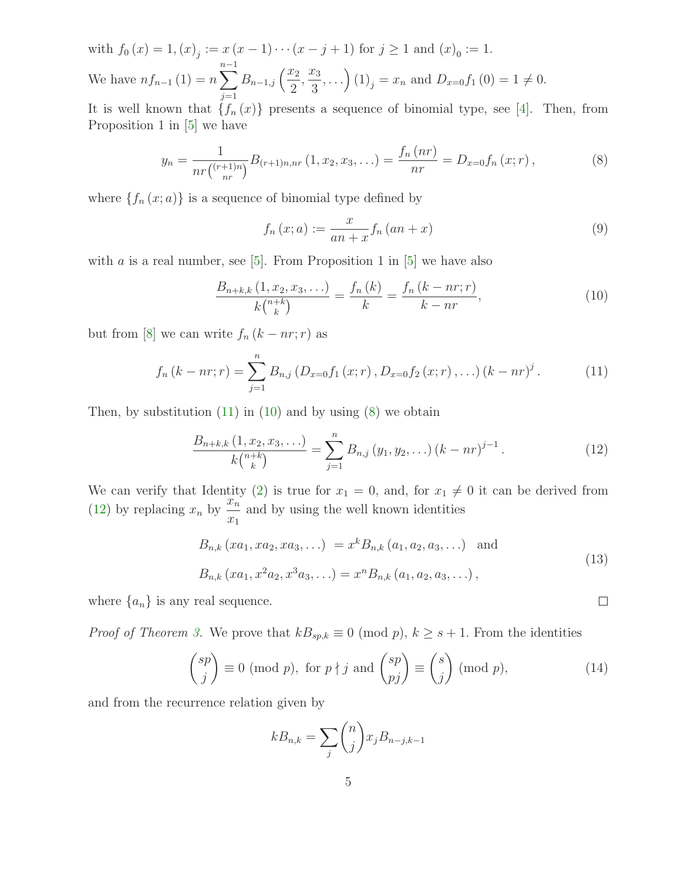with $f_0(x) = 1$, $(x)_j := x(x-1)\cdots(x-j+1)$ for $j \geq 1$ and $(x)_0 := 1$.

We have $nf_{n-1}(1) = n\sum_{j=1}^{n-1} B_{n-1,j}\left(\frac{x_2}{2}, \frac{x_3}{3}, \ldots\right)(1)_j = x_n$ and $D_{x=0}f_1(0) = 1 \neq 0$.

It is well known that $\{f_n(x)\}$ presents a sequence of binomial type, see [4]. Then, from Proposition 1 in [5] we have

$$y_n = \frac{1}{nr\binom{(r+1)n}{nr}} B_{(r+1)n,nr}(1, x_2, x_3, \ldots) = \frac{f_n(nr)}{nr} = D_{x=0}f_n(x; r), \tag{8}$$

where $\{f_n(x;a)\}$ is a sequence of binomial type defined by

$$f_n(x;a) := \frac{x}{an+x} f_n(an+x) \tag{9}$$

with $a$ is a real number, see [5]. From Proposition 1 in [5] we have also

$$\frac{B_{n+k,k}(1, x_2, x_3, \ldots)}{k\binom{n+k}{k}} = \frac{f_n(k)}{k} = \frac{f_n(k-nr; r)}{k-nr}, \tag{10}$$

but from [8] we can write $f_n(k-nr;r)$ as

$$f_n(k-nr;r) = \sum_{j=1}^{n} B_{n,j}\left(D_{x=0}f_1(x;r), D_{x=0}f_2(x;r), \ldots\right)(k-nr)^j. \tag{11}$$

Then, by substitution (11) in (10) and by using (8) we obtain

$$\frac{B_{n+k,k}(1, x_2, x_3, \ldots)}{k\binom{n+k}{k}} = \sum_{j=1}^{n} B_{n,j}(y_1, y_2, \ldots)(k-nr)^{j-1}. \tag{12}$$

We can verify that Identity (2) is true for $x_1 = 0$, and, for $x_1 \neq 0$ it can be derived from (12) by replacing $x_n$ by $\frac{x_n}{x_1}$ and by using the well known identities

$$\begin{aligned} B_{n,k}(xa_1, xa_2, xa_3, \ldots) &= x^k B_{n,k}(a_1, a_2, a_3, \ldots) \quad \text{and} \\ B_{n,k}(xa_1, x^2a_2, x^3a_3, \ldots) &= x^n B_{n,k}(a_1, a_2, a_3, \ldots), \end{aligned} \tag{13}$$

where $\{a_n\}$ is any real sequence. ☐

*Proof of Theorem 3.* We prove that $kB_{sp,k} \equiv 0 \pmod p$, $k \geq s+1$. From the identities

$$\binom{sp}{j} \equiv 0 \pmod p, \text{ for } p \nmid j \text{ and } \binom{sp}{pj} \equiv \binom{s}{j} \pmod p, \tag{14}$$

and from the recurrence relation given by

$$kB_{n,k} = \sum_j \binom{n}{j} x_j B_{n-j,k-1}$$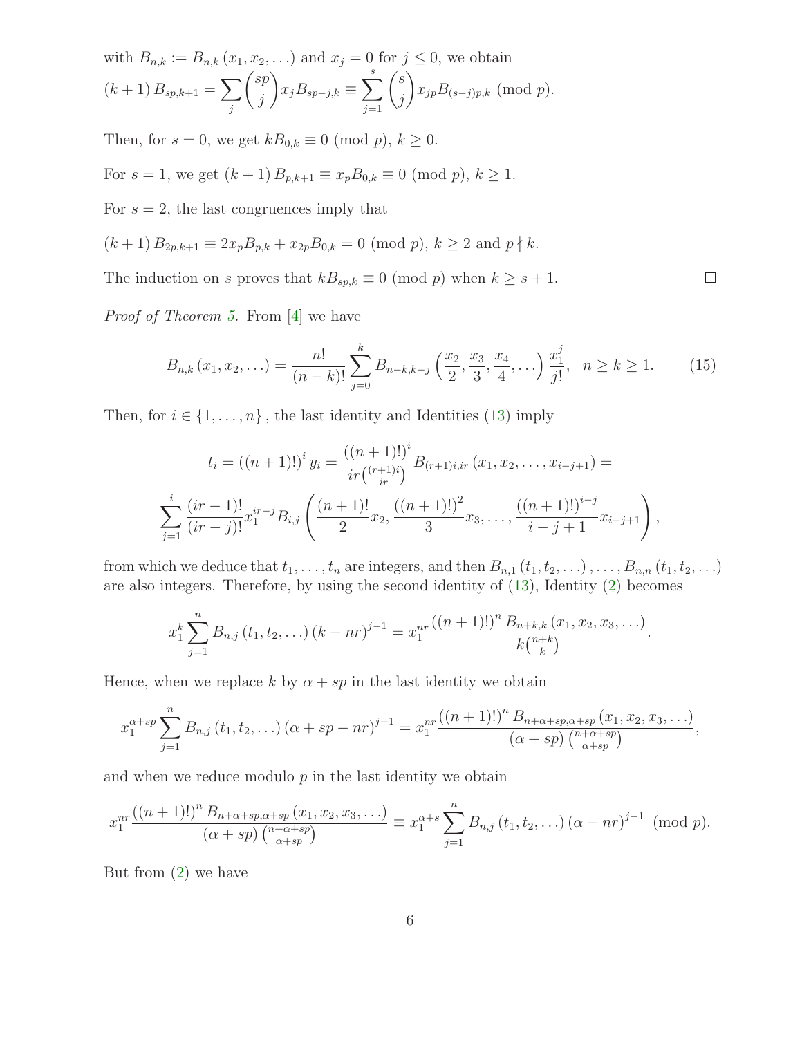with $B_{n,k} := B_{n,k}(x_1, x_2, \ldots)$ and $x_j = 0$ for $j \leq 0$, we obtain

$$(k+1) B_{sp,k+1} = \sum_j \binom{sp}{j} x_j B_{sp-j,k} \equiv \sum_{j=1}^{s} \binom{s}{j} x_{jp} B_{(s-j)p,k} \pmod{p}.$$

Then, for $s = 0$, we get $kB_{0,k} \equiv 0 \pmod{p}$, $k \geq 0$.

For $s = 1$, we get $(k+1) B_{p,k+1} \equiv x_p B_{0,k} \equiv 0 \pmod{p}$, $k \geq 1$.

For $s = 2$, the last congruences imply that

$(k+1) B_{2p,k+1} \equiv 2x_p B_{p,k} + x_{2p} B_{0,k} = 0 \pmod{p}$, $k \geq 2$ and $p \nmid k$.

The induction on $s$ proves that $kB_{sp,k} \equiv 0 \pmod{p}$ when $k \geq s+1$. □

*Proof of Theorem 5.* From [4] we have

$$B_{n,k}(x_1, x_2, \ldots) = \frac{n!}{(n-k)!} \sum_{j=0}^{k} B_{n-k,k-j}\left(\frac{x_2}{2}, \frac{x_3}{3}, \frac{x_4}{4}, \ldots\right) \frac{x_1^j}{j!}, \quad n \geq k \geq 1. \tag{15}$$

Then, for $i \in \{1, \ldots, n\}$, the last identity and Identities (13) imply

$$t_i = ((n+1)!)^i y_i = \frac{((n+1)!)^i}{ir\binom{(r+1)i}{ir}} B_{(r+1)i,ir}(x_1, x_2, \ldots, x_{i-j+1}) =$$

$$\sum_{j=1}^{i} \frac{(ir-1)!}{(ir-j)!} x_1^{ir-j} B_{i,j}\left(\frac{(n+1)!}{2} x_2, \frac{((n+1)!)^2}{3} x_3, \ldots, \frac{((n+1)!)^{i-j}}{i-j+1} x_{i-j+1}\right),$$

from which we deduce that $t_1, \ldots, t_n$ are integers, and then $B_{n,1}(t_1, t_2, \ldots), \ldots, B_{n,n}(t_1, t_2, \ldots)$ are also integers. Therefore, by using the second identity of (13), Identity (2) becomes

$$x_1^k \sum_{j=1}^{n} B_{n,j}(t_1, t_2, \ldots)(k - nr)^{j-1} = x_1^{nr} \frac{((n+1)!)^n B_{n+k,k}(x_1, x_2, x_3, \ldots)}{k\binom{n+k}{k}}.$$

Hence, when we replace $k$ by $\alpha + sp$ in the last identity we obtain

$$x_1^{\alpha+sp} \sum_{j=1}^{n} B_{n,j}(t_1, t_2, \ldots)(\alpha + sp - nr)^{j-1} = x_1^{nr} \frac{((n+1)!)^n B_{n+\alpha+sp,\alpha+sp}(x_1, x_2, x_3, \ldots)}{(\alpha + sp)\binom{n+\alpha+sp}{\alpha+sp}},$$

and when we reduce modulo $p$ in the last identity we obtain

$$x_1^{nr} \frac{((n+1)!)^n B_{n+\alpha+sp,\alpha+sp}(x_1, x_2, x_3, \ldots)}{(\alpha + sp)\binom{n+\alpha+sp}{\alpha+sp}} \equiv x_1^{\alpha+s} \sum_{j=1}^{n} B_{n,j}(t_1, t_2, \ldots)(\alpha - nr)^{j-1} \pmod{p}.$$

But from (2) we have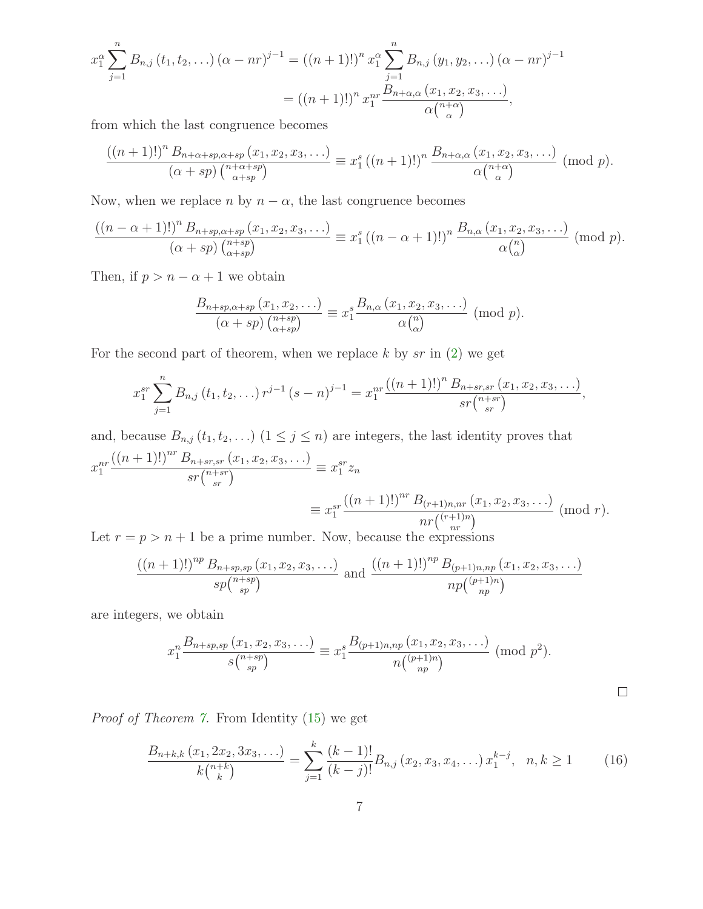$$x_1^{\alpha}\sum_{j=1}^{n} B_{n,j}\left(t_1,t_2,\ldots\right)\left(\alpha-nr\right)^{j-1} = \left((n+1)!\right)^n x_1^{\alpha}\sum_{j=1}^{n} B_{n,j}\left(y_1,y_2,\ldots\right)\left(\alpha-nr\right)^{j-1}$$
$$= \left((n+1)!\right)^n x_1^{nr}\frac{B_{n+\alpha,\alpha}\left(x_1,x_2,x_3,\ldots\right)}{\alpha\binom{n+\alpha}{\alpha}},$$

from which the last congruence becomes

$$\frac{\left((n+1)!\right)^n B_{n+\alpha+sp,\alpha+sp}\left(x_1,x_2,x_3,\ldots\right)}{\left(\alpha+sp\right)\binom{n+\alpha+sp}{\alpha+sp}} \equiv x_1^s\left((n+1)!\right)^n\frac{B_{n+\alpha,\alpha}\left(x_1,x_2,x_3,\ldots\right)}{\alpha\binom{n+\alpha}{\alpha}} \pmod{p}.$$

Now, when we replace $n$ by $n-\alpha$, the last congruence becomes

$$\frac{\left((n-\alpha+1)!\right)^n B_{n+sp,\alpha+sp}\left(x_1,x_2,x_3,\ldots\right)}{\left(\alpha+sp\right)\binom{n+sp}{\alpha+sp}} \equiv x_1^s\left((n-\alpha+1)!\right)^n\frac{B_{n,\alpha}\left(x_1,x_2,x_3,\ldots\right)}{\alpha\binom{n}{\alpha}} \pmod{p}.$$

Then, if $p > n-\alpha+1$ we obtain

$$\frac{B_{n+sp,\alpha+sp}\left(x_1,x_2,\ldots\right)}{\left(\alpha+sp\right)\binom{n+sp}{\alpha+sp}} \equiv x_1^s\frac{B_{n,\alpha}\left(x_1,x_2,x_3,\ldots\right)}{\alpha\binom{n}{\alpha}} \pmod{p}.$$

For the second part of theorem, when we replace $k$ by $sr$ in (2) we get

$$x_1^{sr}\sum_{j=1}^{n} B_{n,j}\left(t_1,t_2,\ldots\right)r^{j-1}\left(s-n\right)^{j-1} = x_1^{nr}\frac{\left((n+1)!\right)^n B_{n+sr,sr}\left(x_1,x_2,x_3,\ldots\right)}{sr\binom{n+sr}{sr}},$$

and, because $B_{n,j}\left(t_1,t_2,\ldots\right)$ $(1\leq j\leq n)$ are integers, the last identity proves that

$$x_1^{nr}\frac{\left((n+1)!\right)^{nr} B_{n+sr,sr}\left(x_1,x_2,x_3,\ldots\right)}{sr\binom{n+sr}{sr}} \equiv x_1^{sr}z_n$$
$$\equiv x_1^{sr}\frac{\left((n+1)!\right)^{nr} B_{(r+1)n,nr}\left(x_1,x_2,x_3,\ldots\right)}{nr\binom{(r+1)n}{nr}} \pmod{r}.$$

Let $r=p>n+1$ be a prime number. Now, because the expressions

$$\frac{\left((n+1)!\right)^{np} B_{n+sp,sp}\left(x_1,x_2,x_3,\ldots\right)}{sp\binom{n+sp}{sp}} \text{ and } \frac{\left((n+1)!\right)^{np} B_{(p+1)n,np}\left(x_1,x_2,x_3,\ldots\right)}{np\binom{(p+1)n}{np}}$$

are integers, we obtain

$$x_1^n\frac{B_{n+sp,sp}\left(x_1,x_2,x_3,\ldots\right)}{s\binom{n+sp}{sp}} \equiv x_1^s\frac{B_{(p+1)n,np}\left(x_1,x_2,x_3,\ldots\right)}{n\binom{(p+1)n}{np}} \pmod{p^2}.$$

□

*Proof of Theorem 7.* From Identity (15) we get

$$\frac{B_{n+k,k}\left(x_1,2x_2,3x_3,\ldots\right)}{k\binom{n+k}{k}} = \sum_{j=1}^{k}\frac{(k-1)!}{(k-j)!}B_{n,j}\left(x_2,x_3,x_4,\ldots\right)x_1^{k-j},\quad n,k\geq 1 \tag{16}$$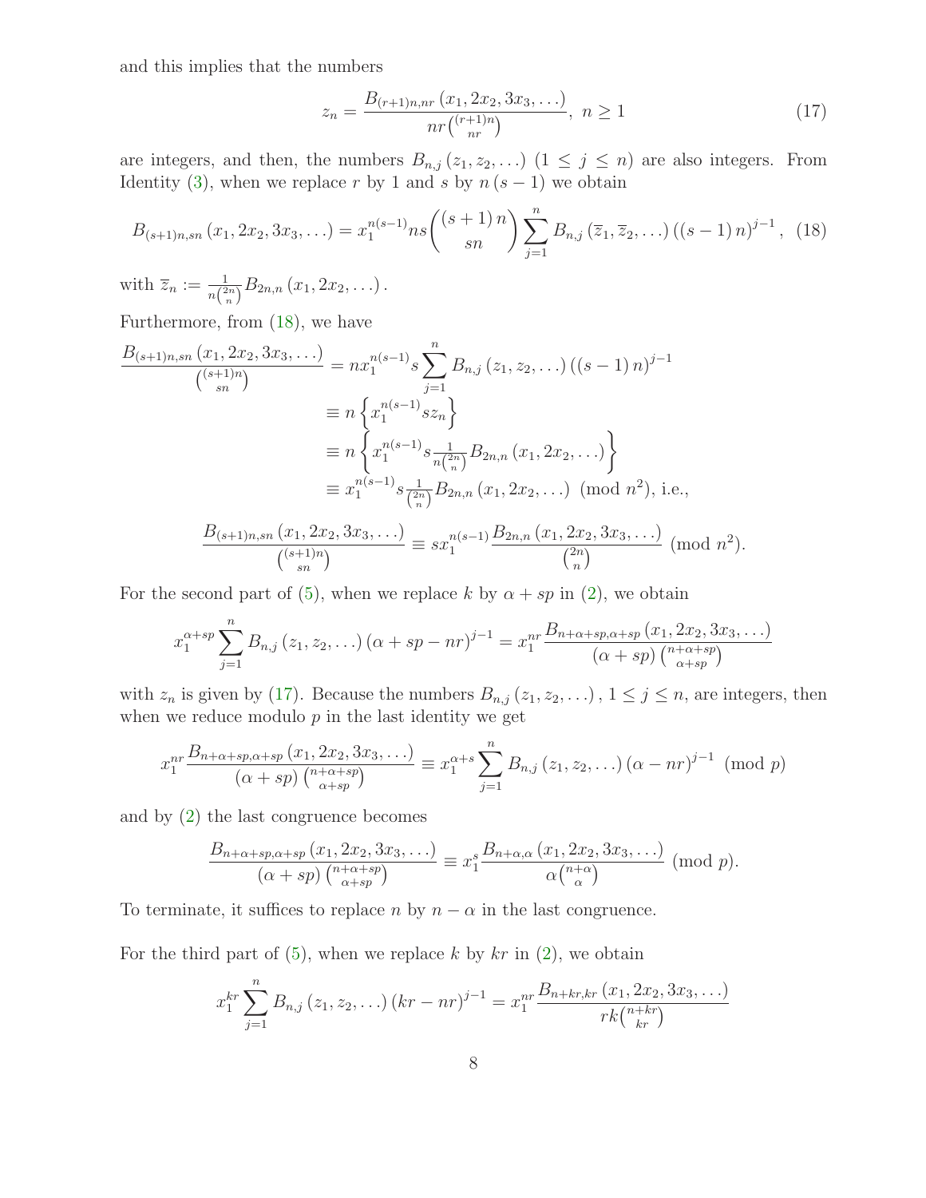and this implies that the numbers

$$z_n = \frac{B_{(r+1)n,nr}\left(x_1, 2x_2, 3x_3, \ldots\right)}{nr\binom{(r+1)n}{nr}}, \ n \geq 1 \tag{17}$$

are integers, and then, the numbers $B_{n,j}\left(z_1, z_2, \ldots\right)$ $(1 \leq j \leq n)$ are also integers. From Identity (3), when we replace $r$ by 1 and $s$ by $n(s-1)$ we obtain

$$B_{(s+1)n,sn}\left(x_1, 2x_2, 3x_3, \ldots\right) = x_1^{n(s-1)} ns \binom{(s+1)n}{sn} \sum_{j=1}^{n} B_{n,j}\left(\overline{z}_1, \overline{z}_2, \ldots\right)\left((s-1)n\right)^{j-1}, \tag{18}$$

with $\overline{z}_n := \frac{1}{n\binom{2n}{n}} B_{2n,n}\left(x_1, 2x_2, \ldots\right)$.

Furthermore, from (18), we have

$$\begin{aligned}
\frac{B_{(s+1)n,sn}\left(x_1, 2x_2, 3x_3, \ldots\right)}{\binom{(s+1)n}{sn}} &= nx_1^{n(s-1)} s \sum_{j=1}^{n} B_{n,j}\left(z_1, z_2, \ldots\right)\left((s-1)n\right)^{j-1} \\
&\equiv n\left\{x_1^{n(s-1)} s z_n\right\} \\
&\equiv n\left\{x_1^{n(s-1)} s \tfrac{1}{n\binom{2n}{n}} B_{2n,n}\left(x_1, 2x_2, \ldots\right)\right\} \\
&\equiv x_1^{n(s-1)} s \tfrac{1}{\binom{2n}{n}} B_{2n,n}\left(x_1, 2x_2, \ldots\right) \pmod{n^2}, \text{ i.e.,}
\end{aligned}$$

$$\frac{B_{(s+1)n,sn}\left(x_1, 2x_2, 3x_3, \ldots\right)}{\binom{(s+1)n}{sn}} \equiv s x_1^{n(s-1)} \frac{B_{2n,n}\left(x_1, 2x_2, 3x_3, \ldots\right)}{\binom{2n}{n}} \pmod{n^2}.$$

For the second part of (5), when we replace $k$ by $\alpha + sp$ in (2), we obtain

$$x_1^{\alpha+sp} \sum_{j=1}^{n} B_{n,j}\left(z_1, z_2, \ldots\right)\left(\alpha + sp - nr\right)^{j-1} = x_1^{nr} \frac{B_{n+\alpha+sp,\alpha+sp}\left(x_1, 2x_2, 3x_3, \ldots\right)}{\left(\alpha + sp\right)\binom{n+\alpha+sp}{\alpha+sp}}$$

with $z_n$ is given by (17). Because the numbers $B_{n,j}\left(z_1, z_2, \ldots\right)$, $1 \leq j \leq n$, are integers, then when we reduce modulo $p$ in the last identity we get

$$x_1^{nr} \frac{B_{n+\alpha+sp,\alpha+sp}\left(x_1, 2x_2, 3x_3, \ldots\right)}{\left(\alpha + sp\right)\binom{n+\alpha+sp}{\alpha+sp}} \equiv x_1^{\alpha+s} \sum_{j=1}^{n} B_{n,j}\left(z_1, z_2, \ldots\right)\left(\alpha - nr\right)^{j-1} \pmod{p}$$

and by (2) the last congruence becomes

$$\frac{B_{n+\alpha+sp,\alpha+sp}\left(x_1, 2x_2, 3x_3, \ldots\right)}{\left(\alpha + sp\right)\binom{n+\alpha+sp}{\alpha+sp}} \equiv x_1^{s} \frac{B_{n+\alpha,\alpha}\left(x_1, 2x_2, 3x_3, \ldots\right)}{\alpha\binom{n+\alpha}{\alpha}} \pmod{p}.$$

To terminate, it suffices to replace $n$ by $n - \alpha$ in the last congruence.

For the third part of (5), when we replace $k$ by $kr$ in (2), we obtain

$$x_1^{kr} \sum_{j=1}^{n} B_{n,j}\left(z_1, z_2, \ldots\right)\left(kr - nr\right)^{j-1} = x_1^{nr} \frac{B_{n+kr,kr}\left(x_1, 2x_2, 3x_3, \ldots\right)}{rk\binom{n+kr}{kr}}$$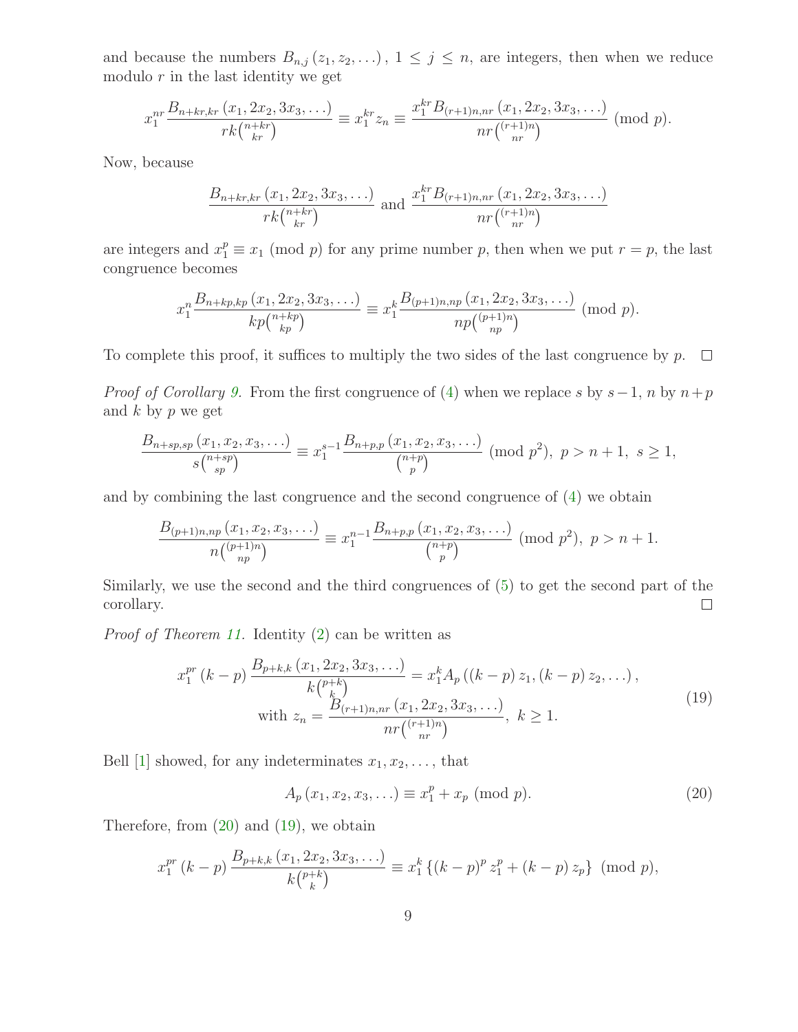and because the numbers $B_{n,j}(z_1, z_2, \ldots)$, $1 \leq j \leq n$, are integers, then when we reduce modulo $r$ in the last identity we get

$$x_1^{nr} \frac{B_{n+kr,kr}(x_1, 2x_2, 3x_3, \ldots)}{rk\binom{n+kr}{kr}} \equiv x_1^{kr} z_n \equiv \frac{x_1^{kr} B_{(r+1)n,nr}(x_1, 2x_2, 3x_3, \ldots)}{nr\binom{(r+1)n}{nr}} \pmod{p}.$$

Now, because

$$\frac{B_{n+kr,kr}(x_1, 2x_2, 3x_3, \ldots)}{rk\binom{n+kr}{kr}} \text{ and } \frac{x_1^{kr} B_{(r+1)n,nr}(x_1, 2x_2, 3x_3, \ldots)}{nr\binom{(r+1)n}{nr}}$$

are integers and $x_1^p \equiv x_1 \pmod{p}$ for any prime number $p$, then when we put $r = p$, the last congruence becomes

$$x_1^n \frac{B_{n+kp,kp}(x_1, 2x_2, 3x_3, \ldots)}{kp\binom{n+kp}{kp}} \equiv x_1^k \frac{B_{(p+1)n,np}(x_1, 2x_2, 3x_3, \ldots)}{np\binom{(p+1)n}{np}} \pmod{p}.$$

To complete this proof, it suffices to multiply the two sides of the last congruence by $p$. □

*Proof of Corollary 9.* From the first congruence of (4) when we replace $s$ by $s-1$, $n$ by $n+p$ and $k$ by $p$ we get

$$\frac{B_{n+sp,sp}(x_1, x_2, x_3, \ldots)}{s\binom{n+sp}{sp}} \equiv x_1^{s-1} \frac{B_{n+p,p}(x_1, x_2, x_3, \ldots)}{\binom{n+p}{p}} \pmod{p^2},\ p > n+1,\ s \geq 1,$$

and by combining the last congruence and the second congruence of (4) we obtain

$$\frac{B_{(p+1)n,np}(x_1, x_2, x_3, \ldots)}{n\binom{(p+1)n}{np}} \equiv x_1^{n-1} \frac{B_{n+p,p}(x_1, x_2, x_3, \ldots)}{\binom{n+p}{p}} \pmod{p^2},\ p > n+1.$$

Similarly, we use the second and the third congruences of (5) to get the second part of the corollary. □

*Proof of Theorem 11.* Identity (2) can be written as

$$x_1^{pr}(k-p) \frac{B_{p+k,k}(x_1, 2x_2, 3x_3, \ldots)}{k\binom{p+k}{k}} = x_1^k A_p((k-p) z_1, (k-p) z_2, \ldots),$$
$$\text{with } z_n = \frac{B_{(r+1)n,nr}(x_1, 2x_2, 3x_3, \ldots)}{nr\binom{(r+1)n}{nr}},\ k \geq 1. \tag{19}$$

Bell [1] showed, for any indeterminates $x_1, x_2, \ldots$, that

$$A_p(x_1, x_2, x_3, \ldots) \equiv x_1^p + x_p \pmod{p}. \tag{20}$$

Therefore, from (20) and (19), we obtain

$$x_1^{pr}(k-p) \frac{B_{p+k,k}(x_1, 2x_2, 3x_3, \ldots)}{k\binom{p+k}{k}} \equiv x_1^k \left\{(k-p)^p z_1^p + (k-p) z_p\right\} \pmod{p},$$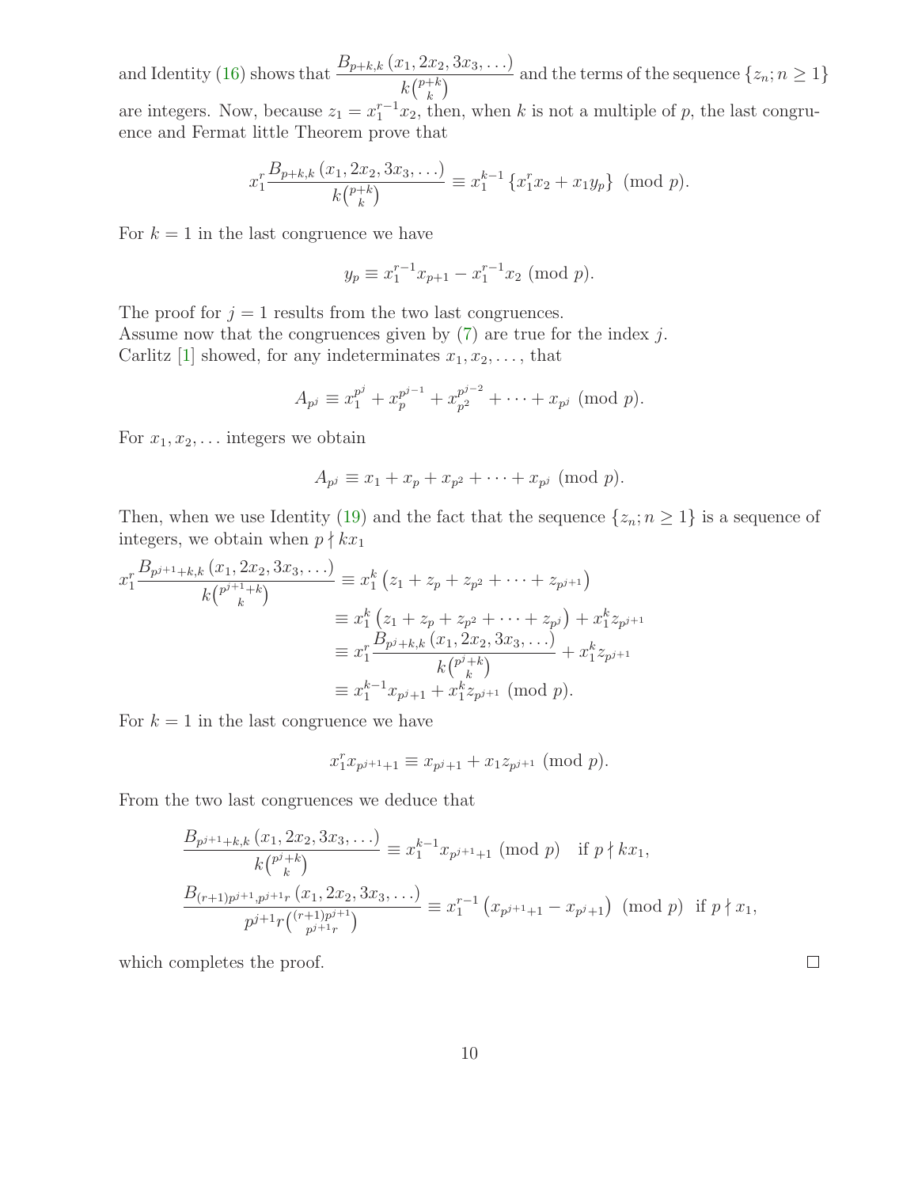and Identity (16) shows that $\dfrac{B_{p+k,k}\left(x_1, 2x_2, 3x_3, \ldots\right)}{k\binom{p+k}{k}}$ and the terms of the sequence $\{z_n; n \geq 1\}$ are integers. Now, because $z_1 = x_1^{r-1}x_2$, then, when $k$ is not a multiple of $p$, the last congruence and Fermat little Theorem prove that

$$x_1^r \frac{B_{p+k,k}\left(x_1, 2x_2, 3x_3, \ldots\right)}{k\binom{p+k}{k}} \equiv x_1^{k-1}\left\{x_1^r x_2 + x_1 y_p\right\} \pmod{p}.$$

For $k = 1$ in the last congruence we have

$$y_p \equiv x_1^{r-1}x_{p+1} - x_1^{r-1}x_2 \pmod{p}.$$

The proof for $j = 1$ results from the two last congruences.
Assume now that the congruences given by (7) are true for the index $j$.
Carlitz [1] showed, for any indeterminates $x_1, x_2, \ldots$, that

$$A_{p^j} \equiv x_1^{p^j} + x_p^{p^{j-1}} + x_{p^2}^{p^{j-2}} + \cdots + x_{p^j} \pmod{p}.$$

For $x_1, x_2, \ldots$ integers we obtain

$$A_{p^j} \equiv x_1 + x_p + x_{p^2} + \cdots + x_{p^j} \pmod{p}.$$

Then, when we use Identity (19) and the fact that the sequence $\{z_n; n \geq 1\}$ is a sequence of integers, we obtain when $p \nmid kx_1$

$$\begin{aligned}
x_1^r \frac{B_{p^{j+1}+k,k}\left(x_1, 2x_2, 3x_3, \ldots\right)}{k\binom{p^{j+1}+k}{k}} &\equiv x_1^k\left(z_1 + z_p + z_{p^2} + \cdots + z_{p^{j+1}}\right) \\
&\equiv x_1^k\left(z_1 + z_p + z_{p^2} + \cdots + z_{p^j}\right) + x_1^k z_{p^{j+1}} \\
&\equiv x_1^r \frac{B_{p^j+k,k}\left(x_1, 2x_2, 3x_3, \ldots\right)}{k\binom{p^j+k}{k}} + x_1^k z_{p^{j+1}} \\
&\equiv x_1^{k-1}x_{p^j+1} + x_1^k z_{p^{j+1}} \pmod{p}.
\end{aligned}$$

For $k = 1$ in the last congruence we have

$$x_1^r x_{p^{j+1}+1} \equiv x_{p^j+1} + x_1 z_{p^{j+1}} \pmod{p}.$$

From the two last congruences we deduce that

$$\begin{aligned}
&\frac{B_{p^{j+1}+k,k}\left(x_1, 2x_2, 3x_3, \ldots\right)}{k\binom{p^j+k}{k}} \equiv x_1^{k-1}x_{p^{j+1}+1} \pmod{p} \quad \text{if } p \nmid kx_1, \\
&\frac{B_{(r+1)p^{j+1},p^{j+1}r}\left(x_1, 2x_2, 3x_3, \ldots\right)}{p^{j+1}r\binom{(r+1)p^{j+1}}{p^{j+1}r}} \equiv x_1^{r-1}\left(x_{p^{j+1}+1} - x_{p^j+1}\right) \pmod{p} \quad \text{if } p \nmid x_1,
\end{aligned}$$

which completes the proof. □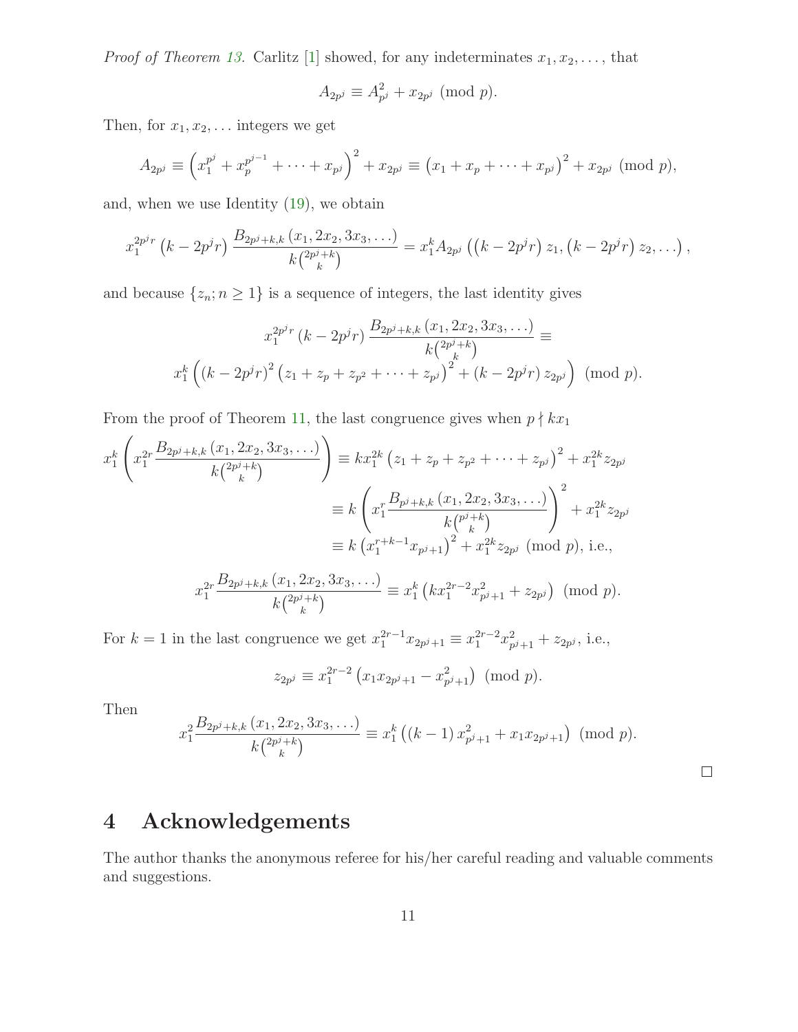*Proof of Theorem 13.* Carlitz [1] showed, for any indeterminates $x_1, x_2, \ldots$, that

$$A_{2p^j} \equiv A_{p^j}^2 + x_{2p^j} \pmod{p}.$$

Then, for $x_1, x_2, \ldots$ integers we get

$$A_{2p^j} \equiv \left( x_1^{p^j} + x_p^{p^{j-1}} + \cdots + x_{p^j} \right)^2 + x_{2p^j} \equiv \left( x_1 + x_p + \cdots + x_{p^j} \right)^2 + x_{2p^j} \pmod{p},$$

and, when we use Identity (19), we obtain

$$x_1^{2p^j r} \left( k - 2p^j r \right) \frac{B_{2p^j+k,k}\left( x_1, 2x_2, 3x_3, \ldots \right)}{k \binom{2p^j+k}{k}} = x_1^k A_{2p^j} \left( \left( k - 2p^j r \right) z_1, \left( k - 2p^j r \right) z_2, \ldots \right),$$

and because $\{z_n; n \geq 1\}$ is a sequence of integers, the last identity gives

$$x_1^{2p^j r} \left( k - 2p^j r \right) \frac{B_{2p^j+k,k}\left( x_1, 2x_2, 3x_3, \ldots \right)}{k \binom{2p^j+k}{k}} \equiv$$
$$x_1^k \left( \left( k - 2p^j r \right)^2 \left( z_1 + z_p + z_{p^2} + \cdots + z_{p^j} \right)^2 + \left( k - 2p^j r \right) z_{2p^j} \right) \pmod{p}.$$

From the proof of Theorem 11, the last congruence gives when $p \nmid kx_1$

$$\begin{aligned}
x_1^k \left( x_1^{2r} \frac{B_{2p^j+k,k}\left( x_1, 2x_2, 3x_3, \ldots \right)}{k \binom{2p^j+k}{k}} \right) &\equiv k x_1^{2k} \left( z_1 + z_p + z_{p^2} + \cdots + z_{p^j} \right)^2 + x_1^{2k} z_{2p^j} \\
&\equiv k \left( x_1^r \frac{B_{p^j+k,k}\left( x_1, 2x_2, 3x_3, \ldots \right)}{k \binom{p^j+k}{k}} \right)^2 + x_1^{2k} z_{2p^j} \\
&\equiv k \left( x_1^{r+k-1} x_{p^j+1} \right)^2 + x_1^{2k} z_{2p^j} \pmod{p}, \text{ i.e.,}
\end{aligned}$$

$$x_1^{2r} \frac{B_{2p^j+k,k}\left( x_1, 2x_2, 3x_3, \ldots \right)}{k \binom{2p^j+k}{k}} \equiv x_1^k \left( k x_1^{2r-2} x_{p^j+1}^2 + z_{2p^j} \right) \pmod{p}.$$

For $k = 1$ in the last congruence we get $x_1^{2r-1} x_{2p^j+1} \equiv x_1^{2r-2} x_{p^j+1}^2 + z_{2p^j}$, i.e.,

$$z_{2p^j} \equiv x_1^{2r-2} \left( x_1 x_{2p^j+1} - x_{p^j+1}^2 \right) \pmod{p}.$$

Then

$$x_1^2 \frac{B_{2p^j+k,k}\left( x_1, 2x_2, 3x_3, \ldots \right)}{k \binom{2p^j+k}{k}} \equiv x_1^k \left( (k-1) x_{p^j+1}^2 + x_1 x_{2p^j+1} \right) \pmod{p}.$$

□

# 4 Acknowledgements

The author thanks the anonymous referee for his/her careful reading and valuable comments and suggestions.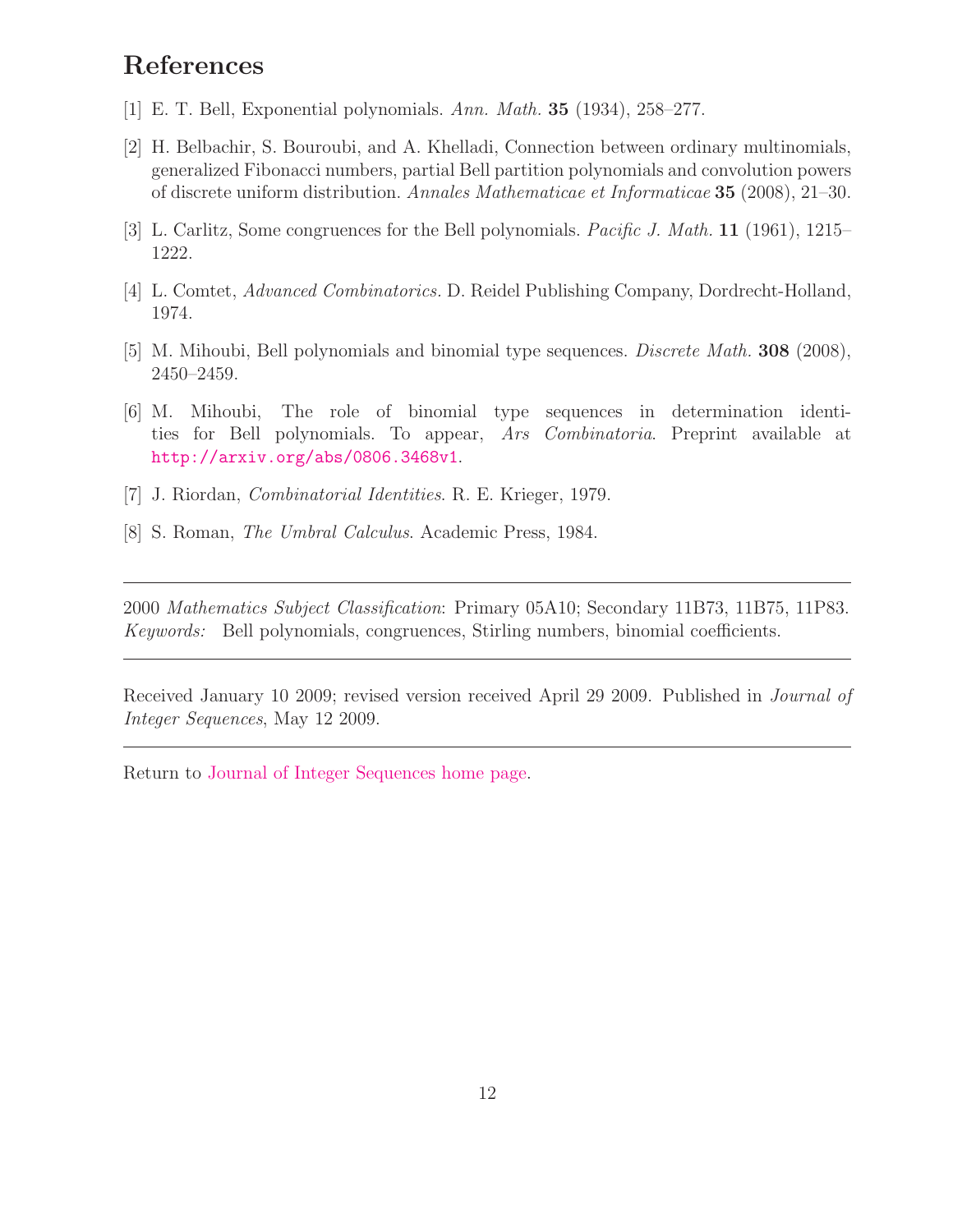## References

[1] E. T. Bell, Exponential polynomials. *Ann. Math.* **35** (1934), 258–277.

[2] H. Belbachir, S. Bouroubi, and A. Khelladi, Connection between ordinary multinomials, generalized Fibonacci numbers, partial Bell partition polynomials and convolution powers of discrete uniform distribution. *Annales Mathematicae et Informaticae* **35** (2008), 21–30.

[3] L. Carlitz, Some congruences for the Bell polynomials. *Pacific J. Math.* **11** (1961), 1215–1222.

[4] L. Comtet, *Advanced Combinatorics.* D. Reidel Publishing Company, Dordrecht-Holland, 1974.

[5] M. Mihoubi, Bell polynomials and binomial type sequences. *Discrete Math.* **308** (2008), 2450–2459.

[6] M. Mihoubi, The role of binomial type sequences in determination identities for Bell polynomials. To appear, *Ars Combinatoria*. Preprint available at http://arxiv.org/abs/0806.3468v1.

[7] J. Riordan, *Combinatorial Identities*. R. E. Krieger, 1979.

[8] S. Roman, *The Umbral Calculus*. Academic Press, 1984.

---

2000 *Mathematics Subject Classification*: Primary 05A10; Secondary 11B73, 11B75, 11P83.
*Keywords:* Bell polynomials, congruences, Stirling numbers, binomial coefficients.

---

Received January 10 2009; revised version received April 29 2009. Published in *Journal of Integer Sequences*, May 12 2009.

---

Return to Journal of Integer Sequences home page.